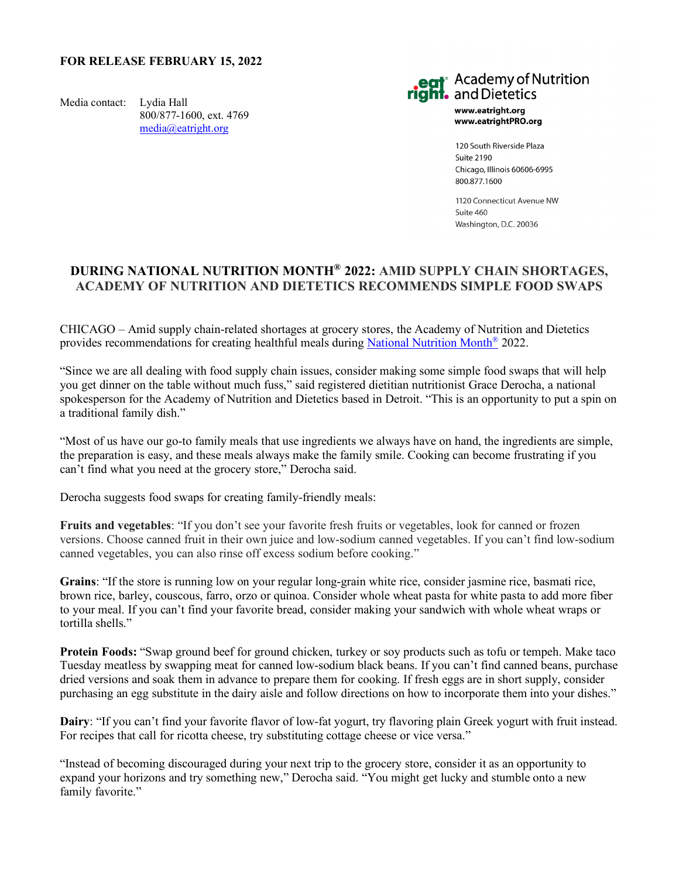**FOR RELEASE FEBRUARY 15, 2022**

Media contact: Lydia Hall
800/877-1600, ext. 4769
media@eatright.org

eat right. Academy of Nutrition and Dietetics
www.eatright.org
www.eatrightPRO.org

120 South Riverside Plaza
Suite 2190
Chicago, Illinois 60606-6995
800.877.1600

1120 Connecticut Avenue NW
Suite 460
Washington, D.C. 20036

# DURING NATIONAL NUTRITION MONTH® 2022: AMID SUPPLY CHAIN SHORTAGES, ACADEMY OF NUTRITION AND DIETETICS RECOMMENDS SIMPLE FOOD SWAPS

CHICAGO – Amid supply chain-related shortages at grocery stores, the Academy of Nutrition and Dietetics provides recommendations for creating healthful meals during National Nutrition Month® 2022.

"Since we are all dealing with food supply chain issues, consider making some simple food swaps that will help you get dinner on the table without much fuss," said registered dietitian nutritionist Grace Derocha, a national spokesperson for the Academy of Nutrition and Dietetics based in Detroit. "This is an opportunity to put a spin on a traditional family dish."

"Most of us have our go-to family meals that use ingredients we always have on hand, the ingredients are simple, the preparation is easy, and these meals always make the family smile. Cooking can become frustrating if you can't find what you need at the grocery store," Derocha said.

Derocha suggests food swaps for creating family-friendly meals:

**Fruits and vegetables**: "If you don't see your favorite fresh fruits or vegetables, look for canned or frozen versions. Choose canned fruit in their own juice and low-sodium canned vegetables. If you can't find low-sodium canned vegetables, you can also rinse off excess sodium before cooking."

**Grains**: "If the store is running low on your regular long-grain white rice, consider jasmine rice, basmati rice, brown rice, barley, couscous, farro, orzo or quinoa. Consider whole wheat pasta for white pasta to add more fiber to your meal. If you can't find your favorite bread, consider making your sandwich with whole wheat wraps or tortilla shells."

**Protein Foods:** "Swap ground beef for ground chicken, turkey or soy products such as tofu or tempeh. Make taco Tuesday meatless by swapping meat for canned low-sodium black beans. If you can't find canned beans, purchase dried versions and soak them in advance to prepare them for cooking. If fresh eggs are in short supply, consider purchasing an egg substitute in the dairy aisle and follow directions on how to incorporate them into your dishes."

**Dairy**: "If you can't find your favorite flavor of low-fat yogurt, try flavoring plain Greek yogurt with fruit instead. For recipes that call for ricotta cheese, try substituting cottage cheese or vice versa."

"Instead of becoming discouraged during your next trip to the grocery store, consider it as an opportunity to expand your horizons and try something new," Derocha said. "You might get lucky and stumble onto a new family favorite."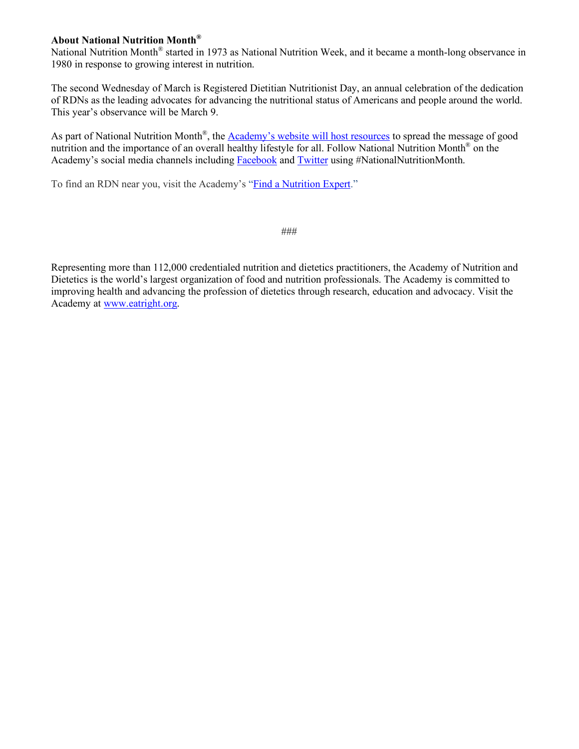**About National Nutrition Month®**

National Nutrition Month® started in 1973 as National Nutrition Week, and it became a month-long observance in 1980 in response to growing interest in nutrition.

The second Wednesday of March is Registered Dietitian Nutritionist Day, an annual celebration of the dedication of RDNs as the leading advocates for advancing the nutritional status of Americans and people around the world. This year's observance will be March 9.

As part of National Nutrition Month®, the Academy's website will host resources to spread the message of good nutrition and the importance of an overall healthy lifestyle for all. Follow National Nutrition Month® on the Academy's social media channels including Facebook and Twitter using #NationalNutritionMonth.

To find an RDN near you, visit the Academy's "Find a Nutrition Expert."

###

Representing more than 112,000 credentialed nutrition and dietetics practitioners, the Academy of Nutrition and Dietetics is the world's largest organization of food and nutrition professionals. The Academy is committed to improving health and advancing the profession of dietetics through research, education and advocacy. Visit the Academy at www.eatright.org.